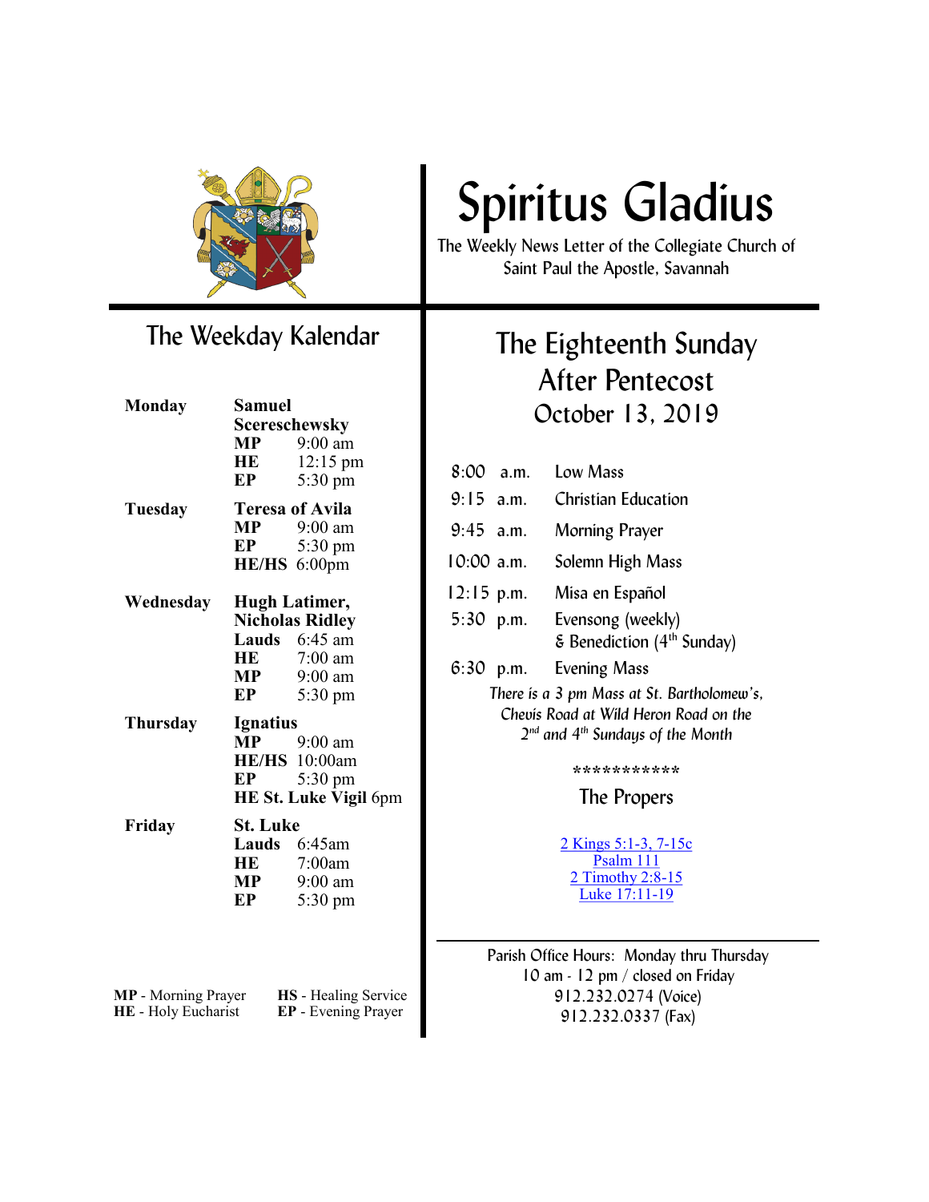# Spiritus Gladius

The Weekly News Letter of the Collegiate Church of Saint Paul the Apostle, Savannah

## The Eighteenth Sunday After Pentecost

### October 13, 2019

| | |
|---|---|
| 8:00 a.m. | Low Mass |
| 9:15 a.m. | Christian Education |
| 9:45 a.m. | Morning Prayer |
| 10:00 a.m. | Solemn High Mass |
| 12:15 p.m. | Misa en Español |
| 5:30 p.m. | Evensong (weekly) & Benediction (4th Sunday) |
| 6:30 p.m. | Evening Mass |

*There is a 3 pm Mass at St. Bartholomew's, Chevis Road at Wild Heron Road on the 2nd and 4th Sundays of the Month*

***********

### The Propers

2 Kings 5:1-3, 7-15c
Psalm 111
2 Timothy 2:8-15
Luke 17:11-19

Parish Office Hours: Monday thru Thursday
10 am - 12 pm / closed on Friday
912.232.0274 (Voice)
912.232.0337 (Fax)

## The Weekday Kalendar

**Monday** — **Samuel Sereschewsky**
- **MP** 9:00 am
- **HE** 12:15 pm
- **EP** 5:30 pm

**Tuesday** — **Teresa of Avila**
- **MP** 9:00 am
- **EP** 5:30 pm
- **HE/HS** 6:00pm

**Wednesday** — **Hugh Latimer, Nicholas Ridley**
- **Lauds** 6:45 am
- **HE** 7:00 am
- **MP** 9:00 am
- **EP** 5:30 pm

**Thursday** — **Ignatius**
- **MP** 9:00 am
- **HE/HS** 10:00am
- **EP** 5:30 pm
- **HE St. Luke Vigil** 6pm

**Friday** — **St. Luke**
- **Lauds** 6:45am
- **HE** 7:00am
- **MP** 9:00 am
- **EP** 5:30 pm

**MP** - Morning Prayer
**HE** - Holy Eucharist
**HS** - Healing Service
**EP** - Evening Prayer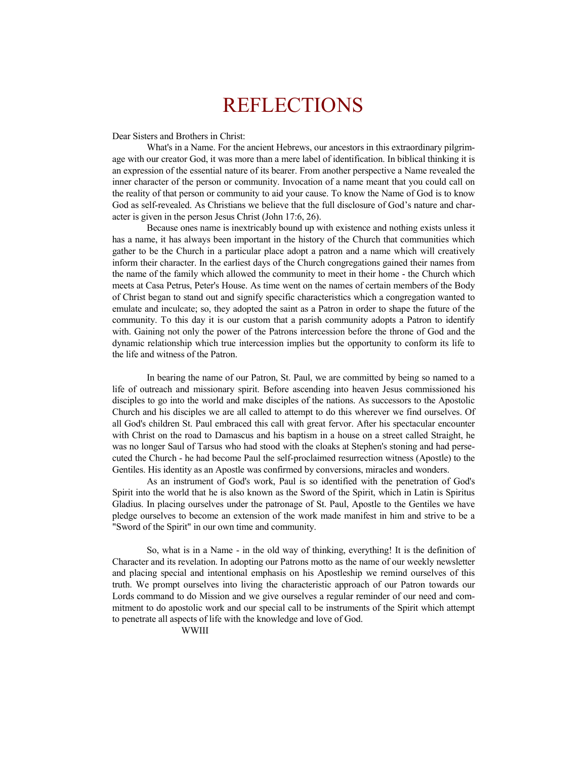# REFLECTIONS

Dear Sisters and Brothers in Christ:

What's in a Name. For the ancient Hebrews, our ancestors in this extraordinary pilgrimage with our creator God, it was more than a mere label of identification. In biblical thinking it is an expression of the essential nature of its bearer. From another perspective a Name revealed the inner character of the person or community. Invocation of a name meant that you could call on the reality of that person or community to aid your cause. To know the Name of God is to know God as self-revealed. As Christians we believe that the full disclosure of God's nature and character is given in the person Jesus Christ (John 17:6, 26).

Because ones name is inextricably bound up with existence and nothing exists unless it has a name, it has always been important in the history of the Church that communities which gather to be the Church in a particular place adopt a patron and a name which will creatively inform their character. In the earliest days of the Church congregations gained their names from the name of the family which allowed the community to meet in their home - the Church which meets at Casa Petrus, Peter's House. As time went on the names of certain members of the Body of Christ began to stand out and signify specific characteristics which a congregation wanted to emulate and inculcate; so, they adopted the saint as a Patron in order to shape the future of the community. To this day it is our custom that a parish community adopts a Patron to identify with. Gaining not only the power of the Patrons intercession before the throne of God and the dynamic relationship which true intercession implies but the opportunity to conform its life to the life and witness of the Patron.

In bearing the name of our Patron, St. Paul, we are committed by being so named to a life of outreach and missionary spirit. Before ascending into heaven Jesus commissioned his disciples to go into the world and make disciples of the nations. As successors to the Apostolic Church and his disciples we are all called to attempt to do this wherever we find ourselves. Of all God's children St. Paul embraced this call with great fervor. After his spectacular encounter with Christ on the road to Damascus and his baptism in a house on a street called Straight, he was no longer Saul of Tarsus who had stood with the cloaks at Stephen's stoning and had persecuted the Church - he had become Paul the self-proclaimed resurrection witness (Apostle) to the Gentiles. His identity as an Apostle was confirmed by conversions, miracles and wonders.

As an instrument of God's work, Paul is so identified with the penetration of God's Spirit into the world that he is also known as the Sword of the Spirit, which in Latin is Spiritus Gladius. In placing ourselves under the patronage of St. Paul, Apostle to the Gentiles we have pledge ourselves to become an extension of the work made manifest in him and strive to be a "Sword of the Spirit" in our own time and community.

So, what is in a Name - in the old way of thinking, everything! It is the definition of Character and its revelation. In adopting our Patrons motto as the name of our weekly newsletter and placing special and intentional emphasis on his Apostleship we remind ourselves of this truth. We prompt ourselves into living the characteristic approach of our Patron towards our Lords command to do Mission and we give ourselves a regular reminder of our need and commitment to do apostolic work and our special call to be instruments of the Spirit which attempt to penetrate all aspects of life with the knowledge and love of God.

WWIII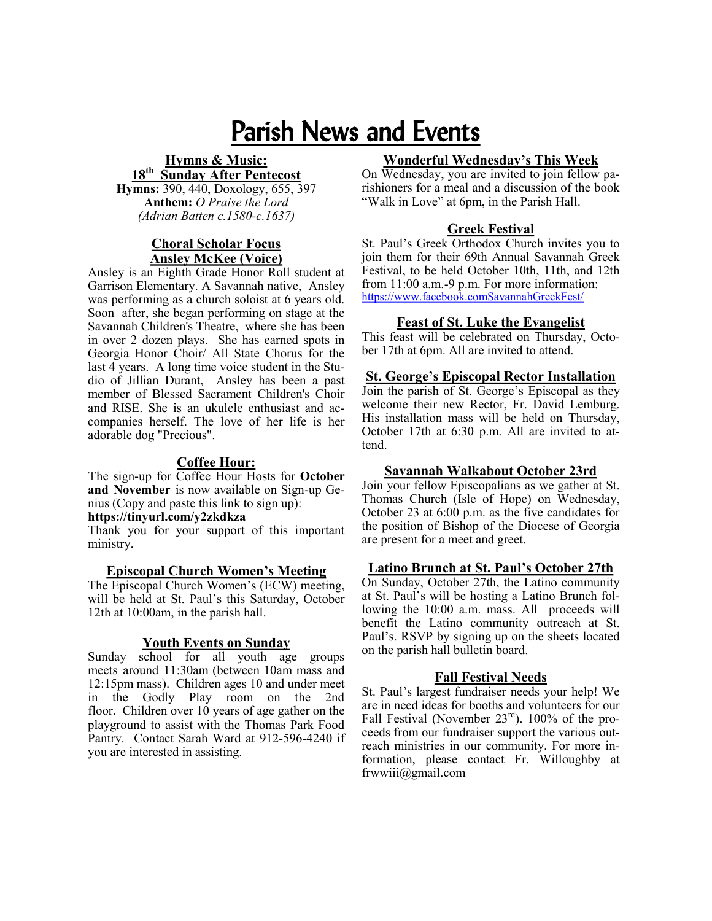# Parish News and Events

## Hymns & Music:

**18th Sunday After Pentecost**

**Hymns:** 390, 440, Doxology, 655, 397

**Anthem:** *O Praise the Lord*

*(Adrian Batten c.1580-c.1637)*

## Choral Scholar Focus

### Ansley McKee (Voice)

Ansley is an Eighth Grade Honor Roll student at Garrison Elementary. A Savannah native, Ansley was performing as a church soloist at 6 years old. Soon after, she began performing on stage at the Savannah Children's Theatre, where she has been in over 2 dozen plays. She has earned spots in Georgia Honor Choir/ All State Chorus for the last 4 years. A long time voice student in the Studio of Jillian Durant, Ansley has been a past member of Blessed Sacrament Children's Choir and RISE. She is an ukulele enthusiast and accompanies herself. The love of her life is her adorable dog "Precious".

## Coffee Hour:

The sign-up for Coffee Hour Hosts for **October and November** is now available on Sign-up Genius (Copy and paste this link to sign up):

**https://tinyurl.com/y2zkdkza**

Thank you for your support of this important ministry.

## Episcopal Church Women's Meeting

The Episcopal Church Women's (ECW) meeting, will be held at St. Paul's this Saturday, October 12th at 10:00am, in the parish hall.

## Youth Events on Sunday

Sunday school for all youth age groups meets around 11:30am (between 10am mass and 12:15pm mass). Children ages 10 and under meet in the Godly Play room on the 2nd floor. Children over 10 years of age gather on the playground to assist with the Thomas Park Food Pantry. Contact Sarah Ward at 912-596-4240 if you are interested in assisting.

## Wonderful Wednesday's This Week

On Wednesday, you are invited to join fellow parishioners for a meal and a discussion of the book "Walk in Love" at 6pm, in the Parish Hall.

## Greek Festival

St. Paul's Greek Orthodox Church invites you to join them for their 69th Annual Savannah Greek Festival, to be held October 10th, 11th, and 12th from 11:00 a.m.-9 p.m. For more information: https://www.facebook.comSavannahGreekFest/

## Feast of St. Luke the Evangelist

This feast will be celebrated on Thursday, October 17th at 6pm. All are invited to attend.

## St. George's Episcopal Rector Installation

Join the parish of St. George's Episcopal as they welcome their new Rector, Fr. David Lemburg. His installation mass will be held on Thursday, October 17th at 6:30 p.m. All are invited to attend.

## Savannah Walkabout October 23rd

Join your fellow Episcopalians as we gather at St. Thomas Church (Isle of Hope) on Wednesday, October 23 at 6:00 p.m. as the five candidates for the position of Bishop of the Diocese of Georgia are present for a meet and greet.

## Latino Brunch at St. Paul's October 27th

On Sunday, October 27th, the Latino community at St. Paul's will be hosting a Latino Brunch following the 10:00 a.m. mass. All proceeds will benefit the Latino community outreach at St. Paul's. RSVP by signing up on the sheets located on the parish hall bulletin board.

## Fall Festival Needs

St. Paul's largest fundraiser needs your help! We are in need ideas for booths and volunteers for our Fall Festival (November 23rd). 100% of the proceeds from our fundraiser support the various outreach ministries in our community. For more information, please contact Fr. Willoughby at frwwiii@gmail.com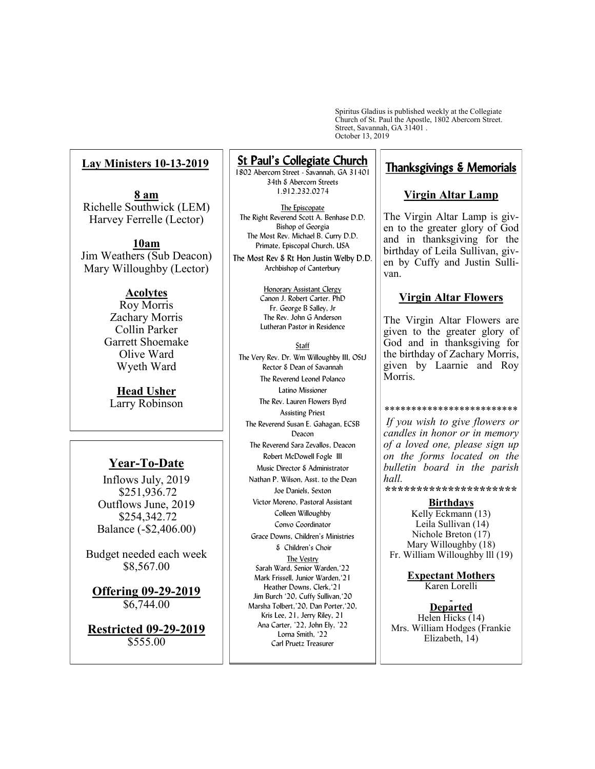Spiritus Gladius is published weekly at the Collegiate Church of St. Paul the Apostle, 1802 Abercorn Street. Street, Savannah, GA 31401 .
October 13, 2019

## Lay Ministers 10-13-2019

**8 am**
Richelle Southwick (LEM)
Harvey Ferrelle (Lector)

**10am**
Jim Weathers (Sub Deacon)
Mary Willoughby (Lector)

**Acolytes**
Roy Morris
Zachary Morris
Collin Parker
Garrett Shoemake
Olive Ward
Wyeth Ward

**Head Usher**
Larry Robinson

## Year-To-Date

Inflows July, 2019
$251,936.72
Outflows June, 2019
$254,342.72
Balance (-$2,406.00)

Budget needed each week
$8,567.00

**Offering 09-29-2019**
$6,744.00

**Restricted 09-29-2019**
$555.00

## St Paul's Collegiate Church

1802 Abercorn Street - Savannah, GA 31401
34th & Abercorn Streets
1.912.232.0274

The Episcopate
The Right Reverend Scott A. Benhase D.D.
Bishop of Georgia
The Most Rev. Michael B. Curry D.D.
Primate, Episcopal Church, USA
The Most Rev & Rt Hon Justin Welby D.D.
Archbishop of Canterbury

Honorary Assistant Clergy
Canon J. Robert Carter. PhD
Fr. George B Salley, Jr
The Rev. John G Anderson
Lutheran Pastor in Residence

Staff
The Very Rev. Dr. Wm Willoughby III, OStJ
Rector & Dean of Savannah
The Reverend Leonel Polanco
Latino Missioner
The Rev. Lauren Flowers Byrd
Assisting Priest
The Reverend Susan E. Gahagan, ECSB
Deacon
The Reverend Sara Zevallos, Deacon
Robert McDowell Fogle III
Music Director & Administrator
Nathan P. Wilson, Asst. to the Dean
Joe Daniels, Sexton
Victor Moreno, Pastoral Assistant
Colleen Willoughby
Convo Coordinator
Grace Downs, Children's Ministries
& Children's Choir
The Vestry
Sarah Ward, Senior Warden,'22
Mark Frissell, Junior Warden,'21
Heather Downs, Clerk,'21
Jim Burch '20, Cuffy Sullivan,'20
Marsha Tolbert,'20, Dan Porter,'20,
Kris Lee, 21, Jerry Riley, 21
Ana Carter, '22, John Ely, '22
Lorna Smith, '22
Carl Pruetz Treasurer

## Thanksgivings & Memorials

### Virgin Altar Lamp

The Virgin Altar Lamp is given to the greater glory of God and in thanksgiving for the birthday of Leila Sullivan, given by Cuffy and Justin Sullivan.

### Virgin Altar Flowers

The Virgin Altar Flowers are given to the greater glory of God and in thanksgiving for the birthday of Zachary Morris, given by Laarnie and Roy Morris.

************************

*If you wish to give flowers or candles in honor or in memory of a loved one, please sign up on the forms located on the bulletin board in the parish hall.*

*********************

**Birthdays**
Kelly Eckmann (13)
Leila Sullivan (14)
Nichole Breton (17)
Mary Willoughby (18)
Fr. William Willoughby lll (19)

**Expectant Mothers**
Karen Lorelli

**Departed**
Helen Hicks (14)
Mrs. William Hodges (Frankie Elizabeth, 14)